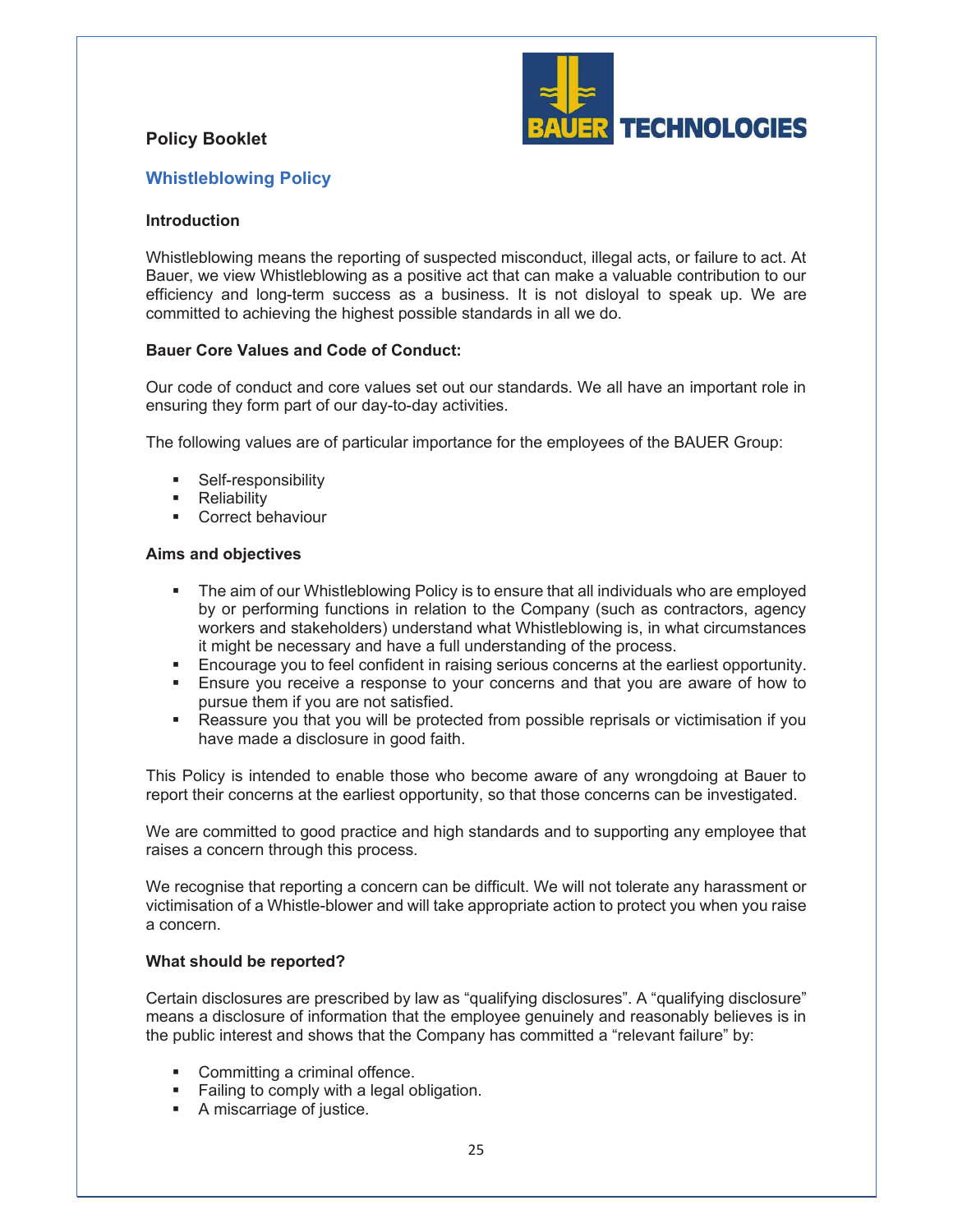**Policy Booklet**

## Whistleblowing Policy

### Introduction

Whistleblowing means the reporting of suspected misconduct, illegal acts, or failure to act. At Bauer, we view Whistleblowing as a positive act that can make a valuable contribution to our efficiency and long-term success as a business. It is not disloyal to speak up. We are committed to achieving the highest possible standards in all we do.

### Bauer Core Values and Code of Conduct:

Our code of conduct and core values set out our standards. We all have an important role in ensuring they form part of our day-to-day activities.

The following values are of particular importance for the employees of the BAUER Group:

- Self-responsibility
- Reliability
- Correct behaviour

### Aims and objectives

- The aim of our Whistleblowing Policy is to ensure that all individuals who are employed by or performing functions in relation to the Company (such as contractors, agency workers and stakeholders) understand what Whistleblowing is, in what circumstances it might be necessary and have a full understanding of the process.
- Encourage you to feel confident in raising serious concerns at the earliest opportunity.
- Ensure you receive a response to your concerns and that you are aware of how to pursue them if you are not satisfied.
- Reassure you that you will be protected from possible reprisals or victimisation if you have made a disclosure in good faith.

This Policy is intended to enable those who become aware of any wrongdoing at Bauer to report their concerns at the earliest opportunity, so that those concerns can be investigated.

We are committed to good practice and high standards and to supporting any employee that raises a concern through this process.

We recognise that reporting a concern can be difficult. We will not tolerate any harassment or victimisation of a Whistle-blower and will take appropriate action to protect you when you raise a concern.

### What should be reported?

Certain disclosures are prescribed by law as "qualifying disclosures". A "qualifying disclosure" means a disclosure of information that the employee genuinely and reasonably believes is in the public interest and shows that the Company has committed a "relevant failure" by:

- Committing a criminal offence.
- Failing to comply with a legal obligation.
- A miscarriage of justice.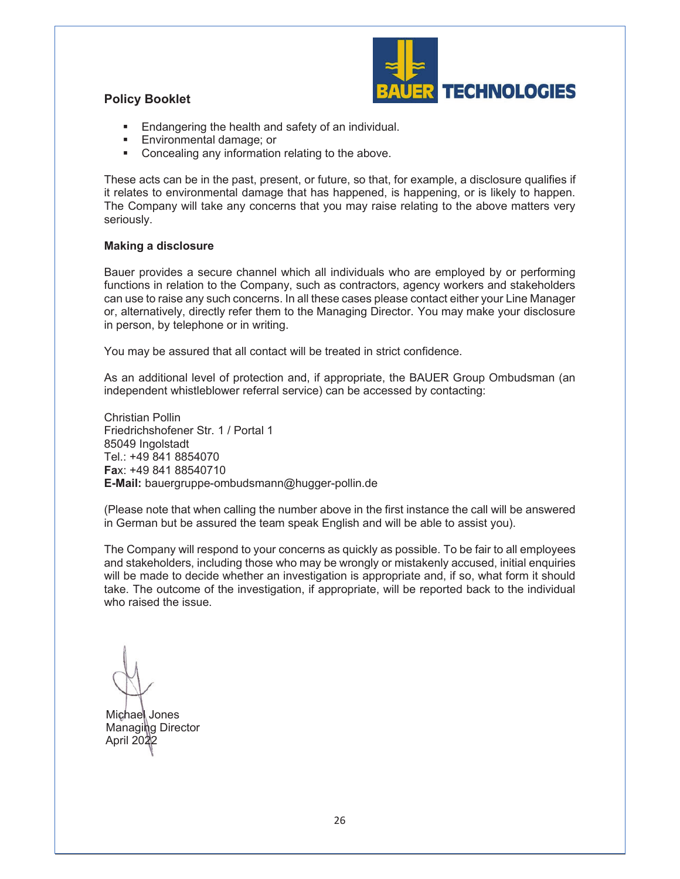**Policy Booklet**

- Endangering the health and safety of an individual.
- Environmental damage; or
- Concealing any information relating to the above.

These acts can be in the past, present, or future, so that, for example, a disclosure qualifies if it relates to environmental damage that has happened, is happening, or is likely to happen. The Company will take any concerns that you may raise relating to the above matters very seriously.

**Making a disclosure**

Bauer provides a secure channel which all individuals who are employed by or performing functions in relation to the Company, such as contractors, agency workers and stakeholders can use to raise any such concerns. In all these cases please contact either your Line Manager or, alternatively, directly refer them to the Managing Director. You may make your disclosure in person, by telephone or in writing.

You may be assured that all contact will be treated in strict confidence.

As an additional level of protection and, if appropriate, the BAUER Group Ombudsman (an independent whistleblower referral service) can be accessed by contacting:

Christian Pollin
Friedrichshofener Str. 1 / Portal 1
85049 Ingolstadt
Tel.: +49 841 8854070
**Fa**x: +49 841 88540710
**E-Mail:** bauergruppe-ombudsmann@hugger-pollin.de

(Please note that when calling the number above in the first instance the call will be answered in German but be assured the team speak English and will be able to assist you).

The Company will respond to your concerns as quickly as possible. To be fair to all employees and stakeholders, including those who may be wrongly or mistakenly accused, initial enquiries will be made to decide whether an investigation is appropriate and, if so, what form it should take. The outcome of the investigation, if appropriate, will be reported back to the individual who raised the issue.

Michael Jones
Managing Director
April 2022